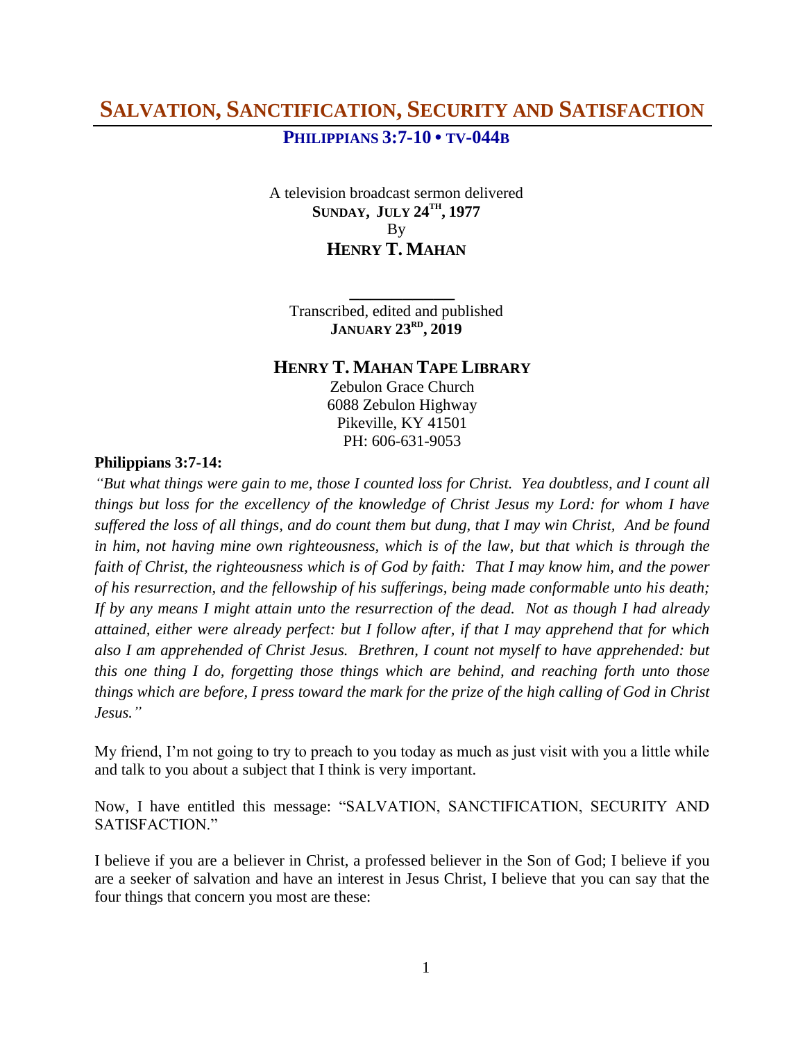# Salvation, Sanctification, Security and Satisfaction

**Philippians 3:7-10 • TV-044B**

A television broadcast sermon delivered
**Sunday, July 24th, 1977**
By
**Henry T. Mahan**

---

Transcribed, edited and published
**January 23rd, 2019**

**Henry T. Mahan Tape Library**
Zebulon Grace Church
6088 Zebulon Highway
Pikeville, KY 41501
PH: 606-631-9053

**Philippians 3:7-14:**

*"But what things were gain to me, those I counted loss for Christ. Yea doubtless, and I count all things but loss for the excellency of the knowledge of Christ Jesus my Lord: for whom I have suffered the loss of all things, and do count them but dung, that I may win Christ, And be found in him, not having mine own righteousness, which is of the law, but that which is through the faith of Christ, the righteousness which is of God by faith: That I may know him, and the power of his resurrection, and the fellowship of his sufferings, being made conformable unto his death; If by any means I might attain unto the resurrection of the dead. Not as though I had already attained, either were already perfect: but I follow after, if that I may apprehend that for which also I am apprehended of Christ Jesus. Brethren, I count not myself to have apprehended: but this one thing I do, forgetting those things which are behind, and reaching forth unto those things which are before, I press toward the mark for the prize of the high calling of God in Christ Jesus."*

My friend, I'm not going to try to preach to you today as much as just visit with you a little while and talk to you about a subject that I think is very important.

Now, I have entitled this message: "SALVATION, SANCTIFICATION, SECURITY AND SATISFACTION."

I believe if you are a believer in Christ, a professed believer in the Son of God; I believe if you are a seeker of salvation and have an interest in Jesus Christ, I believe that you can say that the four things that concern you most are these: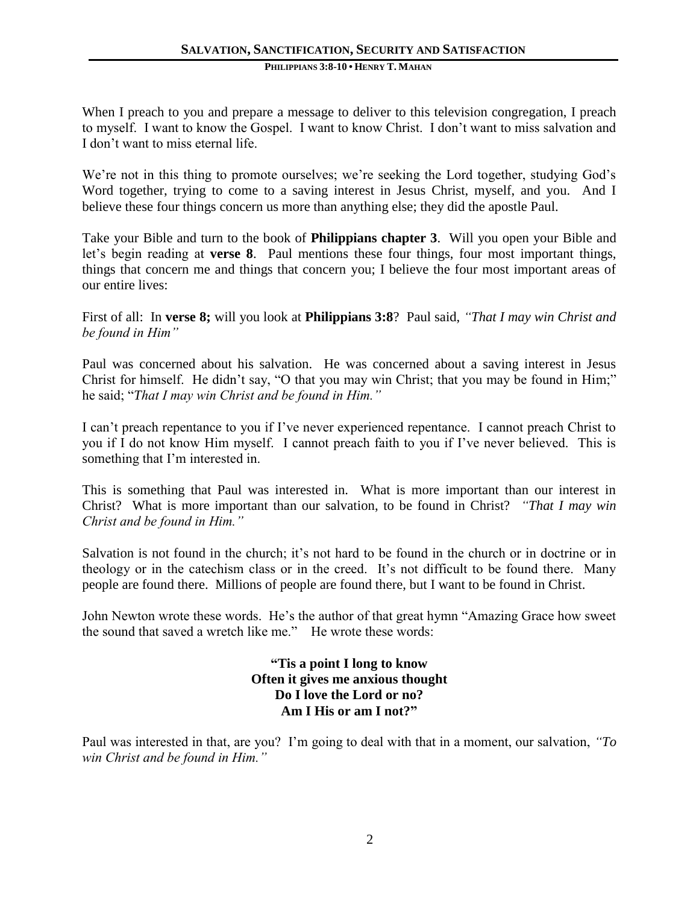When I preach to you and prepare a message to deliver to this television congregation, I preach to myself. I want to know the Gospel. I want to know Christ. I don't want to miss salvation and I don't want to miss eternal life.

We're not in this thing to promote ourselves; we're seeking the Lord together, studying God's Word together, trying to come to a saving interest in Jesus Christ, myself, and you. And I believe these four things concern us more than anything else; they did the apostle Paul.

Take your Bible and turn to the book of **Philippians chapter 3**. Will you open your Bible and let's begin reading at **verse 8**. Paul mentions these four things, four most important things, things that concern me and things that concern you; I believe the four most important areas of our entire lives:

First of all: In **verse 8;** will you look at **Philippians 3:8**? Paul said, *"That I may win Christ and be found in Him"*

Paul was concerned about his salvation. He was concerned about a saving interest in Jesus Christ for himself. He didn't say, "O that you may win Christ; that you may be found in Him;" he said; "*That I may win Christ and be found in Him."*

I can't preach repentance to you if I've never experienced repentance. I cannot preach Christ to you if I do not know Him myself. I cannot preach faith to you if I've never believed. This is something that I'm interested in.

This is something that Paul was interested in. What is more important than our interest in Christ? What is more important than our salvation, to be found in Christ? *"That I may win Christ and be found in Him."*

Salvation is not found in the church; it's not hard to be found in the church or in doctrine or in theology or in the catechism class or in the creed. It's not difficult to be found there. Many people are found there. Millions of people are found there, but I want to be found in Christ.

John Newton wrote these words. He's the author of that great hymn "Amazing Grace how sweet the sound that saved a wretch like me." He wrote these words:

**"Tis a point I long to know**
**Often it gives me anxious thought**
**Do I love the Lord or no?**
**Am I His or am I not?"**

Paul was interested in that, are you? I'm going to deal with that in a moment, our salvation, *"To win Christ and be found in Him."*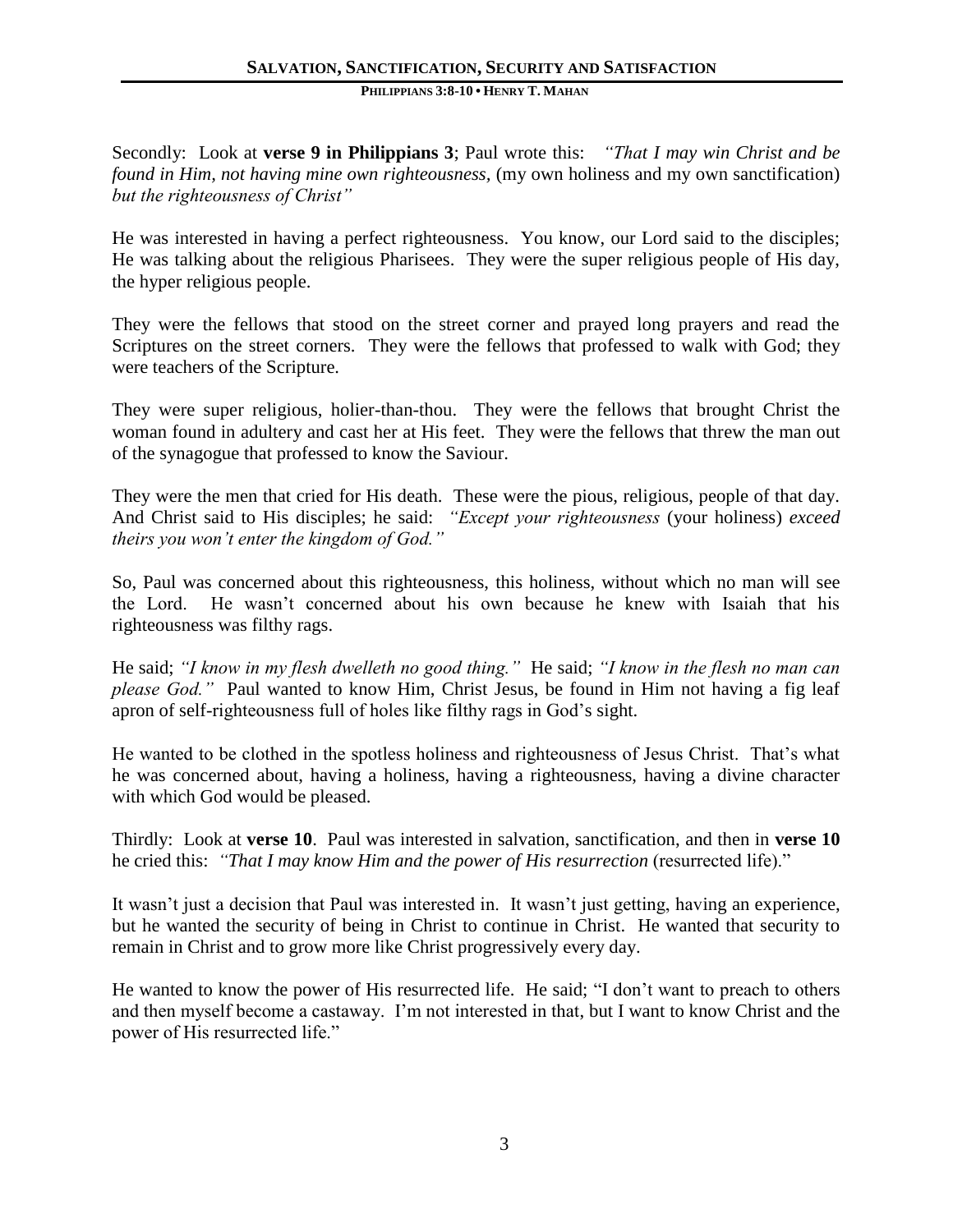Secondly: Look at **verse 9 in Philippians 3**; Paul wrote this: *"That I may win Christ and be found in Him, not having mine own righteousness*, (my own holiness and my own sanctification) *but the righteousness of Christ"*

He was interested in having a perfect righteousness. You know, our Lord said to the disciples; He was talking about the religious Pharisees. They were the super religious people of His day, the hyper religious people.

They were the fellows that stood on the street corner and prayed long prayers and read the Scriptures on the street corners. They were the fellows that professed to walk with God; they were teachers of the Scripture.

They were super religious, holier-than-thou. They were the fellows that brought Christ the woman found in adultery and cast her at His feet. They were the fellows that threw the man out of the synagogue that professed to know the Saviour.

They were the men that cried for His death. These were the pious, religious, people of that day. And Christ said to His disciples; he said: *"Except your righteousness* (your holiness) *exceed theirs you won't enter the kingdom of God."*

So, Paul was concerned about this righteousness, this holiness, without which no man will see the Lord. He wasn't concerned about his own because he knew with Isaiah that his righteousness was filthy rags.

He said; *"I know in my flesh dwelleth no good thing."* He said; *"I know in the flesh no man can please God."* Paul wanted to know Him, Christ Jesus, be found in Him not having a fig leaf apron of self-righteousness full of holes like filthy rags in God's sight.

He wanted to be clothed in the spotless holiness and righteousness of Jesus Christ. That's what he was concerned about, having a holiness, having a righteousness, having a divine character with which God would be pleased.

Thirdly: Look at **verse 10**. Paul was interested in salvation, sanctification, and then in **verse 10** he cried this: *"That I may know Him and the power of His resurrection* (resurrected life)."

It wasn't just a decision that Paul was interested in. It wasn't just getting, having an experience, but he wanted the security of being in Christ to continue in Christ. He wanted that security to remain in Christ and to grow more like Christ progressively every day.

He wanted to know the power of His resurrected life. He said; "I don't want to preach to others and then myself become a castaway. I'm not interested in that, but I want to know Christ and the power of His resurrected life."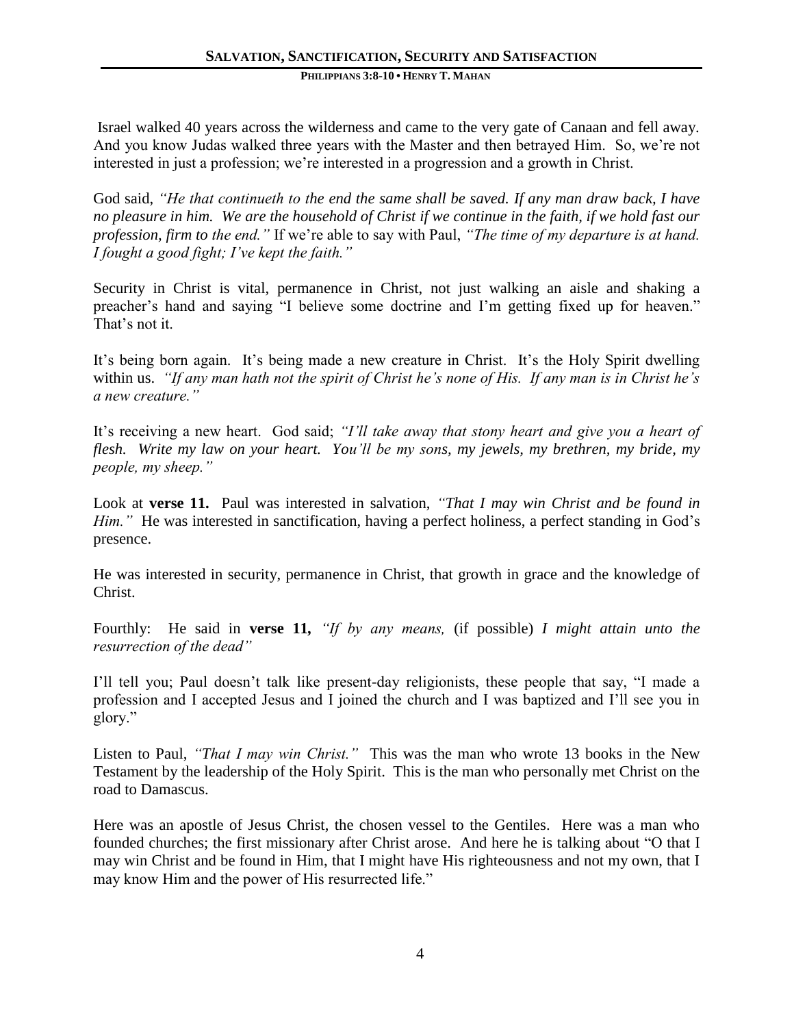Israel walked 40 years across the wilderness and came to the very gate of Canaan and fell away. And you know Judas walked three years with the Master and then betrayed Him. So, we're not interested in just a profession; we're interested in a progression and a growth in Christ.

God said, *"He that continueth to the end the same shall be saved. If any man draw back, I have no pleasure in him. We are the household of Christ if we continue in the faith, if we hold fast our profession, firm to the end."* If we're able to say with Paul, *"The time of my departure is at hand. I fought a good fight; I've kept the faith."*

Security in Christ is vital, permanence in Christ, not just walking an aisle and shaking a preacher's hand and saying "I believe some doctrine and I'm getting fixed up for heaven." That's not it.

It's being born again. It's being made a new creature in Christ. It's the Holy Spirit dwelling within us. *"If any man hath not the spirit of Christ he's none of His. If any man is in Christ he's a new creature."*

It's receiving a new heart. God said; *"I'll take away that stony heart and give you a heart of flesh. Write my law on your heart. You'll be my sons, my jewels, my brethren, my bride, my people, my sheep."*

Look at **verse 11.** Paul was interested in salvation, *"That I may win Christ and be found in Him."* He was interested in sanctification, having a perfect holiness, a perfect standing in God's presence.

He was interested in security, permanence in Christ, that growth in grace and the knowledge of Christ.

Fourthly: He said in **verse 11,** *"If by any means,* (if possible) *I might attain unto the resurrection of the dead"*

I'll tell you; Paul doesn't talk like present-day religionists, these people that say, "I made a profession and I accepted Jesus and I joined the church and I was baptized and I'll see you in glory."

Listen to Paul, *"That I may win Christ."* This was the man who wrote 13 books in the New Testament by the leadership of the Holy Spirit. This is the man who personally met Christ on the road to Damascus.

Here was an apostle of Jesus Christ, the chosen vessel to the Gentiles. Here was a man who founded churches; the first missionary after Christ arose. And here he is talking about "O that I may win Christ and be found in Him, that I might have His righteousness and not my own, that I may know Him and the power of His resurrected life."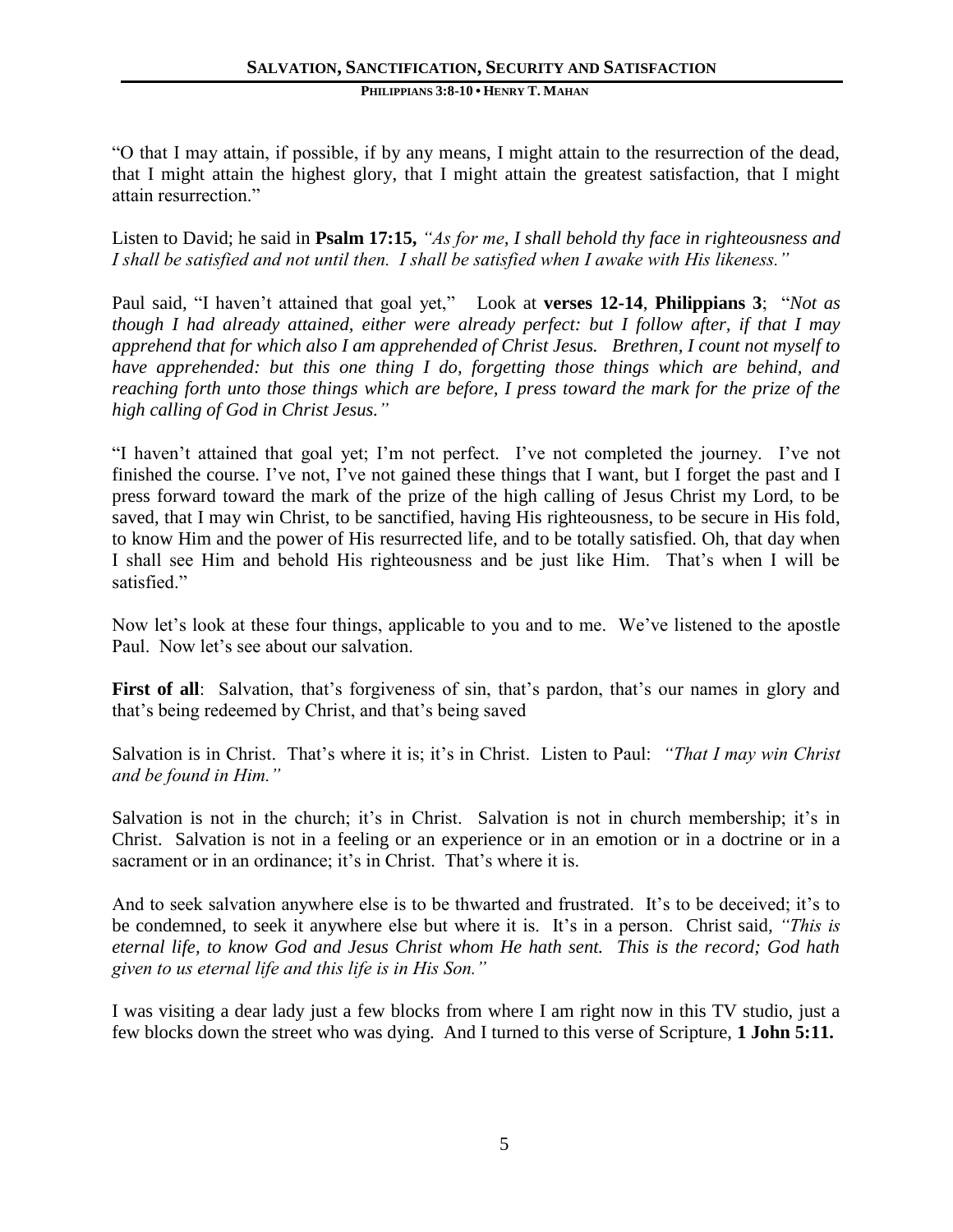"O that I may attain, if possible, if by any means, I might attain to the resurrection of the dead, that I might attain the highest glory, that I might attain the greatest satisfaction, that I might attain resurrection."

Listen to David; he said in **Psalm 17:15,** *"As for me, I shall behold thy face in righteousness and I shall be satisfied and not until then. I shall be satisfied when I awake with His likeness."*

Paul said, "I haven't attained that goal yet," Look at **verses 12-14**, **Philippians 3**; "*Not as though I had already attained, either were already perfect: but I follow after, if that I may apprehend that for which also I am apprehended of Christ Jesus. Brethren, I count not myself to have apprehended: but this one thing I do, forgetting those things which are behind, and reaching forth unto those things which are before, I press toward the mark for the prize of the high calling of God in Christ Jesus."*

"I haven't attained that goal yet; I'm not perfect. I've not completed the journey. I've not finished the course. I've not, I've not gained these things that I want, but I forget the past and I press forward toward the mark of the prize of the high calling of Jesus Christ my Lord, to be saved, that I may win Christ, to be sanctified, having His righteousness, to be secure in His fold, to know Him and the power of His resurrected life, and to be totally satisfied. Oh, that day when I shall see Him and behold His righteousness and be just like Him. That's when I will be satisfied."

Now let's look at these four things, applicable to you and to me. We've listened to the apostle Paul. Now let's see about our salvation.

**First of all**: Salvation, that's forgiveness of sin, that's pardon, that's our names in glory and that's being redeemed by Christ, and that's being saved

Salvation is in Christ. That's where it is; it's in Christ. Listen to Paul: *"That I may win Christ and be found in Him."*

Salvation is not in the church; it's in Christ. Salvation is not in church membership; it's in Christ. Salvation is not in a feeling or an experience or in an emotion or in a doctrine or in a sacrament or in an ordinance; it's in Christ. That's where it is.

And to seek salvation anywhere else is to be thwarted and frustrated. It's to be deceived; it's to be condemned, to seek it anywhere else but where it is. It's in a person. Christ said, *"This is eternal life, to know God and Jesus Christ whom He hath sent. This is the record; God hath given to us eternal life and this life is in His Son."*

I was visiting a dear lady just a few blocks from where I am right now in this TV studio, just a few blocks down the street who was dying. And I turned to this verse of Scripture, **1 John 5:11.**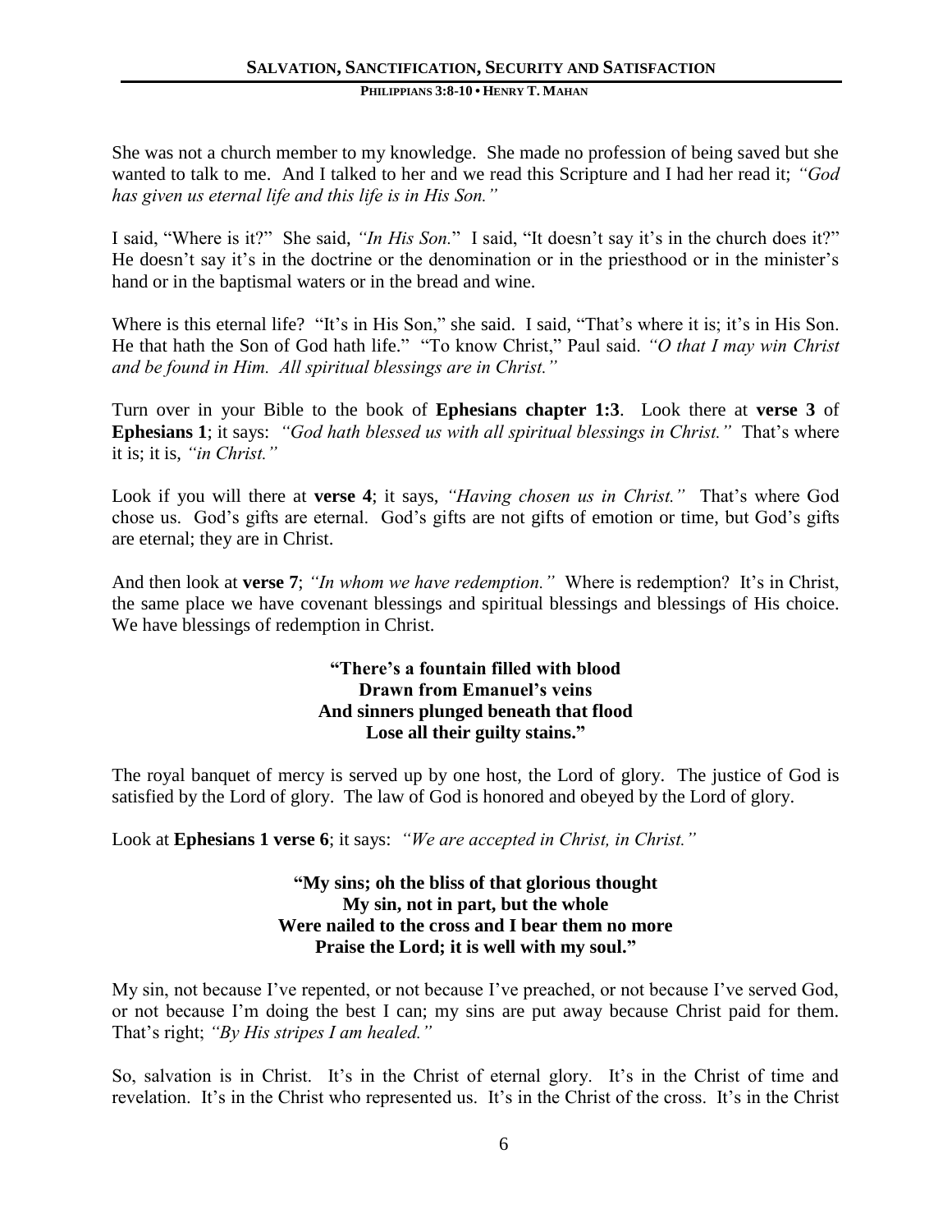She was not a church member to my knowledge. She made no profession of being saved but she wanted to talk to me. And I talked to her and we read this Scripture and I had her read it; *"God has given us eternal life and this life is in His Son."*

I said, "Where is it?" She said, *"In His Son.*" I said, "It doesn't say it's in the church does it?" He doesn't say it's in the doctrine or the denomination or in the priesthood or in the minister's hand or in the baptismal waters or in the bread and wine.

Where is this eternal life? "It's in His Son," she said. I said, "That's where it is; it's in His Son. He that hath the Son of God hath life." "To know Christ," Paul said. *"O that I may win Christ and be found in Him. All spiritual blessings are in Christ."*

Turn over in your Bible to the book of **Ephesians chapter 1:3**. Look there at **verse 3** of **Ephesians 1**; it says: *"God hath blessed us with all spiritual blessings in Christ."* That's where it is; it is, *"in Christ."*

Look if you will there at **verse 4**; it says, *"Having chosen us in Christ."* That's where God chose us. God's gifts are eternal. God's gifts are not gifts of emotion or time, but God's gifts are eternal; they are in Christ.

And then look at **verse 7**; *"In whom we have redemption."* Where is redemption? It's in Christ, the same place we have covenant blessings and spiritual blessings and blessings of His choice. We have blessings of redemption in Christ.

**"There's a fountain filled with blood**
**Drawn from Emanuel's veins**
**And sinners plunged beneath that flood**
**Lose all their guilty stains."**

The royal banquet of mercy is served up by one host, the Lord of glory. The justice of God is satisfied by the Lord of glory. The law of God is honored and obeyed by the Lord of glory.

Look at **Ephesians 1 verse 6**; it says: *"We are accepted in Christ, in Christ."*

**"My sins; oh the bliss of that glorious thought**
**My sin, not in part, but the whole**
**Were nailed to the cross and I bear them no more**
**Praise the Lord; it is well with my soul."**

My sin, not because I've repented, or not because I've preached, or not because I've served God, or not because I'm doing the best I can; my sins are put away because Christ paid for them. That's right; *"By His stripes I am healed."*

So, salvation is in Christ. It's in the Christ of eternal glory. It's in the Christ of time and revelation. It's in the Christ who represented us. It's in the Christ of the cross. It's in the Christ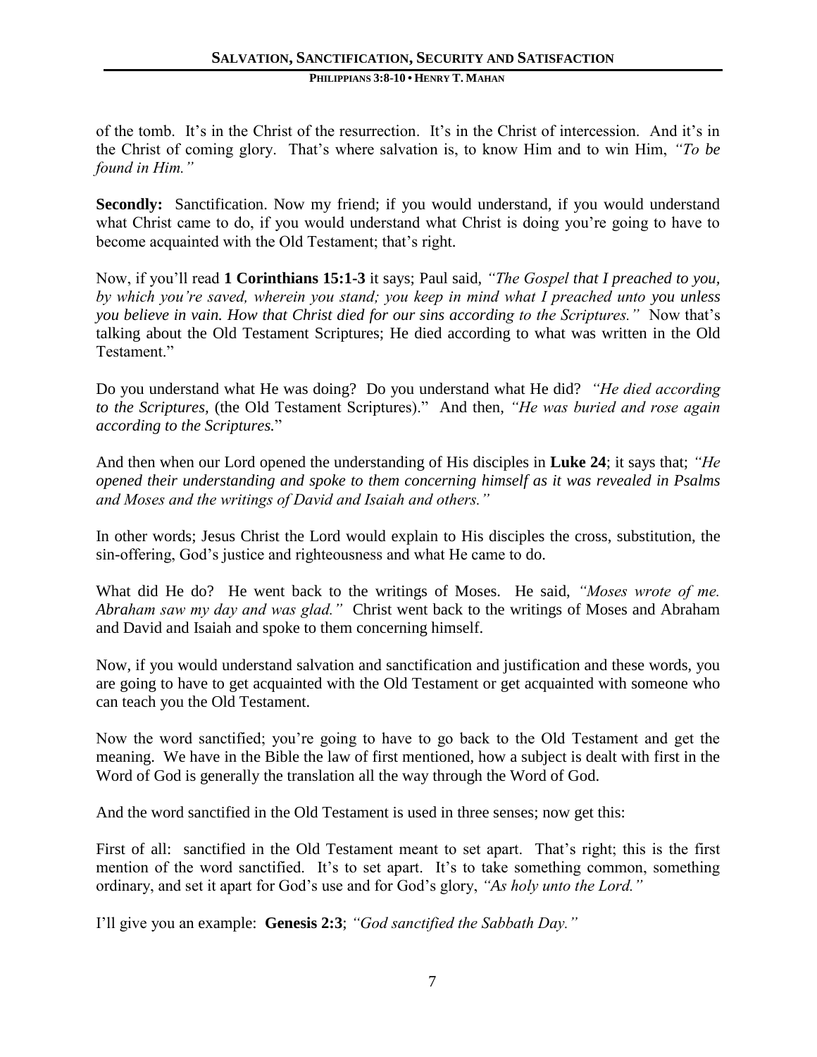of the tomb. It's in the Christ of the resurrection. It's in the Christ of intercession. And it's in the Christ of coming glory. That's where salvation is, to know Him and to win Him, *"To be found in Him."*

**Secondly:** Sanctification. Now my friend; if you would understand, if you would understand what Christ came to do, if you would understand what Christ is doing you're going to have to become acquainted with the Old Testament; that's right.

Now, if you'll read **1 Corinthians 15:1-3** it says; Paul said, *"The Gospel that I preached to you, by which you're saved, wherein you stand; you keep in mind what I preached unto you unless you believe in vain. How that Christ died for our sins according to the Scriptures."* Now that's talking about the Old Testament Scriptures; He died according to what was written in the Old Testament."

Do you understand what He was doing? Do you understand what He did? *"He died according to the Scriptures,* (the Old Testament Scriptures)." And then, *"He was buried and rose again according to the Scriptures.*"

And then when our Lord opened the understanding of His disciples in **Luke 24**; it says that; *"He opened their understanding and spoke to them concerning himself as it was revealed in Psalms and Moses and the writings of David and Isaiah and others."*

In other words; Jesus Christ the Lord would explain to His disciples the cross, substitution, the sin-offering, God's justice and righteousness and what He came to do.

What did He do? He went back to the writings of Moses. He said, *"Moses wrote of me. Abraham saw my day and was glad."* Christ went back to the writings of Moses and Abraham and David and Isaiah and spoke to them concerning himself.

Now, if you would understand salvation and sanctification and justification and these words, you are going to have to get acquainted with the Old Testament or get acquainted with someone who can teach you the Old Testament.

Now the word sanctified; you're going to have to go back to the Old Testament and get the meaning. We have in the Bible the law of first mentioned, how a subject is dealt with first in the Word of God is generally the translation all the way through the Word of God.

And the word sanctified in the Old Testament is used in three senses; now get this:

First of all: sanctified in the Old Testament meant to set apart. That's right; this is the first mention of the word sanctified. It's to set apart. It's to take something common, something ordinary, and set it apart for God's use and for God's glory, *"As holy unto the Lord."*

I'll give you an example: **Genesis 2:3**; *"God sanctified the Sabbath Day."*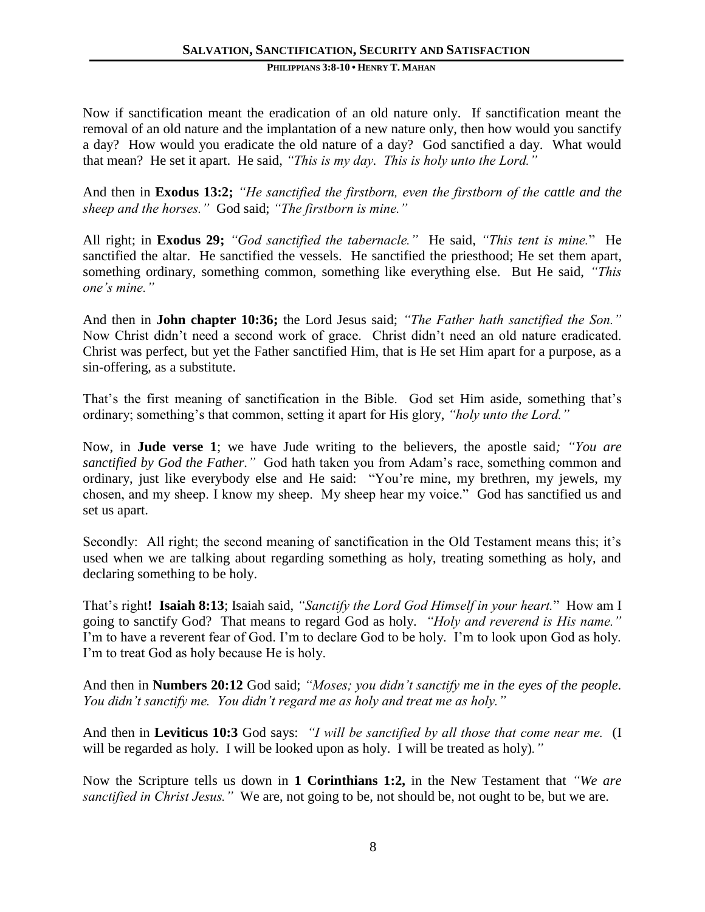Now if sanctification meant the eradication of an old nature only. If sanctification meant the removal of an old nature and the implantation of a new nature only, then how would you sanctify a day? How would you eradicate the old nature of a day? God sanctified a day. What would that mean? He set it apart. He said, *"This is my day. This is holy unto the Lord."*

And then in **Exodus 13:2;** *"He sanctified the firstborn, even the firstborn of the cattle and the sheep and the horses."* God said; *"The firstborn is mine."*

All right; in **Exodus 29;** *"God sanctified the tabernacle."* He said, *"This tent is mine.*" He sanctified the altar. He sanctified the vessels. He sanctified the priesthood; He set them apart, something ordinary, something common, something like everything else. But He said, *"This one's mine."*

And then in **John chapter 10:36;** the Lord Jesus said; *"The Father hath sanctified the Son."* Now Christ didn't need a second work of grace. Christ didn't need an old nature eradicated. Christ was perfect, but yet the Father sanctified Him, that is He set Him apart for a purpose, as a sin-offering, as a substitute.

That's the first meaning of sanctification in the Bible. God set Him aside, something that's ordinary; something's that common, setting it apart for His glory, *"holy unto the Lord."*

Now, in **Jude verse 1**; we have Jude writing to the believers, the apostle said*; "You are sanctified by God the Father."* God hath taken you from Adam's race, something common and ordinary, just like everybody else and He said: "You're mine, my brethren, my jewels, my chosen, and my sheep. I know my sheep. My sheep hear my voice." God has sanctified us and set us apart.

Secondly: All right; the second meaning of sanctification in the Old Testament means this; it's used when we are talking about regarding something as holy, treating something as holy, and declaring something to be holy.

That's right**! Isaiah 8:13**; Isaiah said, *"Sanctify the Lord God Himself in your heart.*" How am I going to sanctify God? That means to regard God as holy. *"Holy and reverend is His name."* I'm to have a reverent fear of God. I'm to declare God to be holy. I'm to look upon God as holy. I'm to treat God as holy because He is holy.

And then in **Numbers 20:12** God said; *"Moses; you didn't sanctify me in the eyes of the people. You didn't sanctify me. You didn't regard me as holy and treat me as holy."*

And then in **Leviticus 10:3** God says: *"I will be sanctified by all those that come near me.* (I will be regarded as holy. I will be looked upon as holy. I will be treated as holy)*."*

Now the Scripture tells us down in **1 Corinthians 1:2,** in the New Testament that *"We are sanctified in Christ Jesus."* We are, not going to be, not should be, not ought to be, but we are.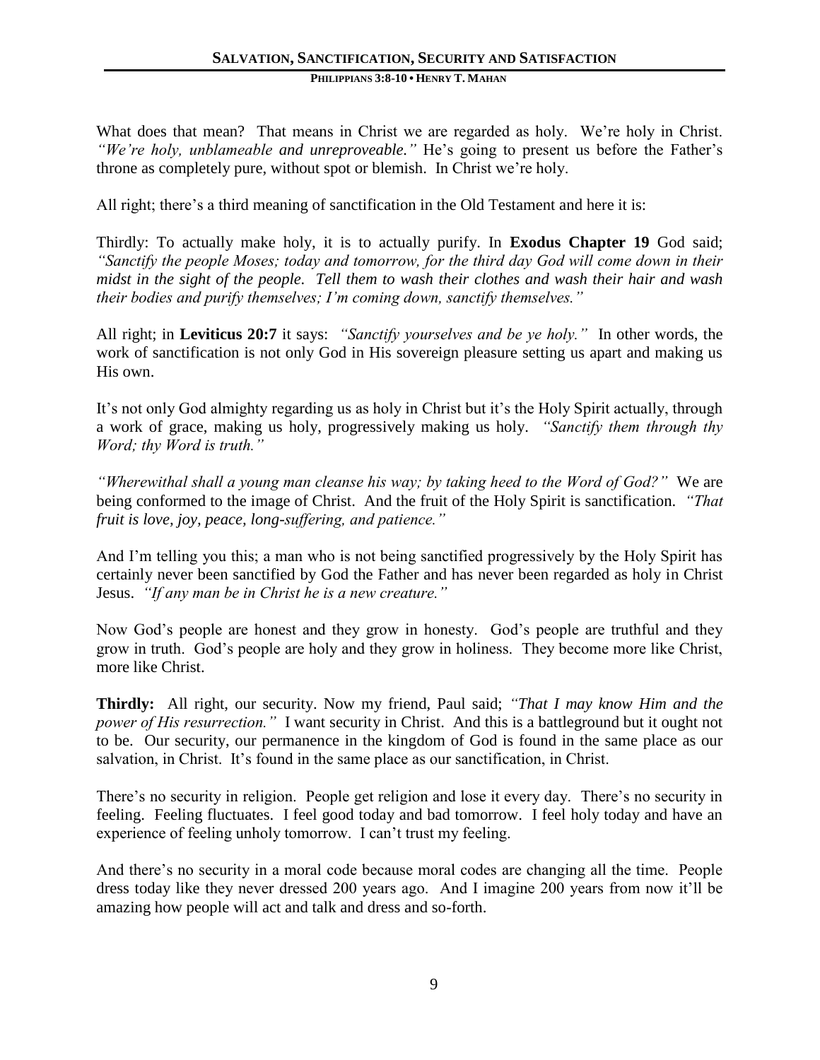What does that mean? That means in Christ we are regarded as holy. We're holy in Christ. *"We're holy, unblameable and unreproveable."* He's going to present us before the Father's throne as completely pure, without spot or blemish. In Christ we're holy.

All right; there's a third meaning of sanctification in the Old Testament and here it is:

Thirdly: To actually make holy, it is to actually purify. In **Exodus Chapter 19** God said; *"Sanctify the people Moses; today and tomorrow, for the third day God will come down in their midst in the sight of the people. Tell them to wash their clothes and wash their hair and wash their bodies and purify themselves; I'm coming down, sanctify themselves."*

All right; in **Leviticus 20:7** it says: *"Sanctify yourselves and be ye holy."* In other words, the work of sanctification is not only God in His sovereign pleasure setting us apart and making us His own.

It's not only God almighty regarding us as holy in Christ but it's the Holy Spirit actually, through a work of grace, making us holy, progressively making us holy. *"Sanctify them through thy Word; thy Word is truth."*

*"Wherewithal shall a young man cleanse his way; by taking heed to the Word of God?"* We are being conformed to the image of Christ. And the fruit of the Holy Spirit is sanctification. *"That fruit is love, joy, peace, long-suffering, and patience."*

And I'm telling you this; a man who is not being sanctified progressively by the Holy Spirit has certainly never been sanctified by God the Father and has never been regarded as holy in Christ Jesus. *"If any man be in Christ he is a new creature."*

Now God's people are honest and they grow in honesty. God's people are truthful and they grow in truth. God's people are holy and they grow in holiness. They become more like Christ, more like Christ.

**Thirdly:** All right, our security. Now my friend, Paul said; *"That I may know Him and the power of His resurrection."* I want security in Christ. And this is a battleground but it ought not to be. Our security, our permanence in the kingdom of God is found in the same place as our salvation, in Christ. It's found in the same place as our sanctification, in Christ.

There's no security in religion. People get religion and lose it every day. There's no security in feeling. Feeling fluctuates. I feel good today and bad tomorrow. I feel holy today and have an experience of feeling unholy tomorrow. I can't trust my feeling.

And there's no security in a moral code because moral codes are changing all the time. People dress today like they never dressed 200 years ago. And I imagine 200 years from now it'll be amazing how people will act and talk and dress and so-forth.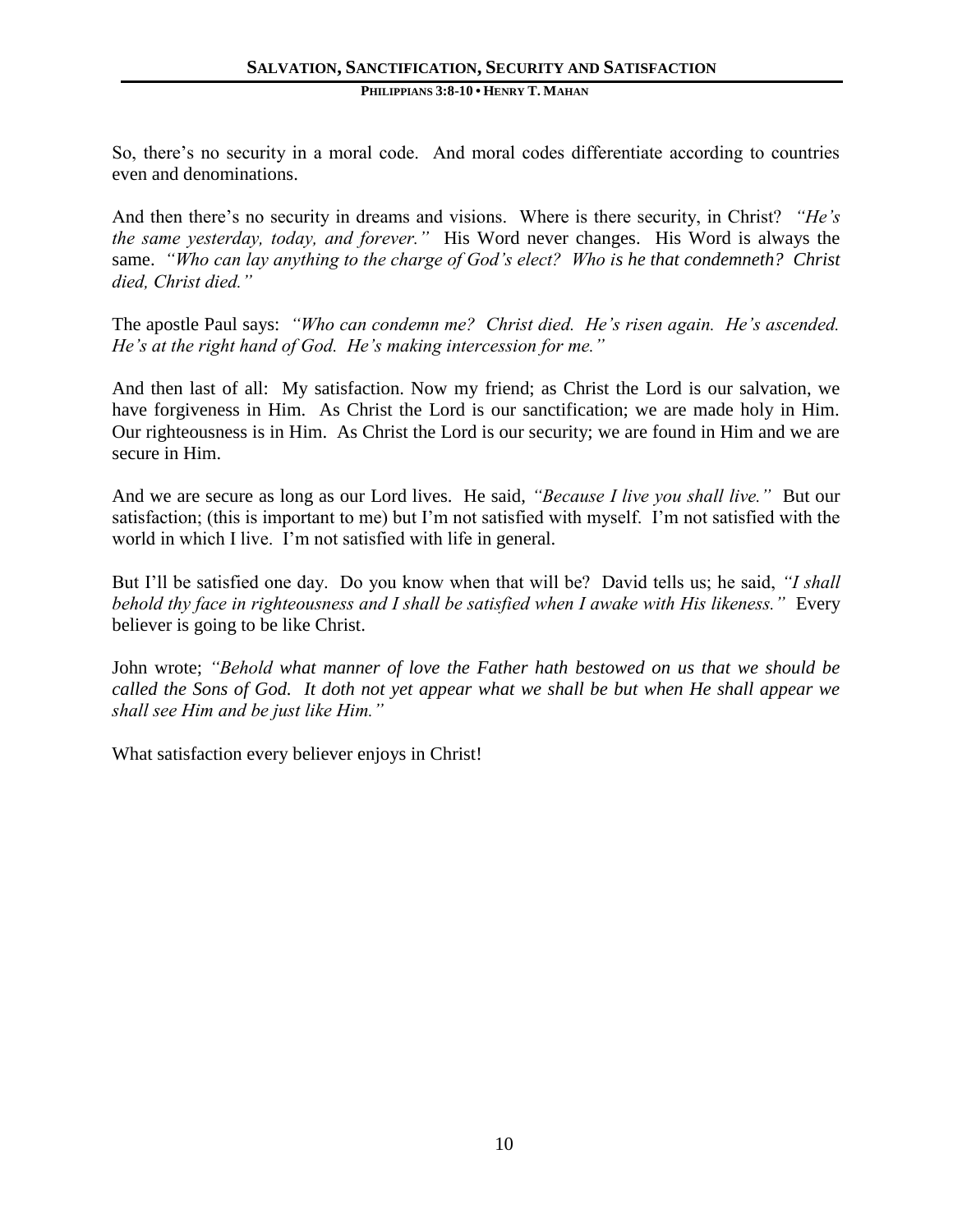So, there's no security in a moral code. And moral codes differentiate according to countries even and denominations.

And then there's no security in dreams and visions. Where is there security, in Christ? *"He's the same yesterday, today, and forever."* His Word never changes. His Word is always the same. *"Who can lay anything to the charge of God's elect? Who is he that condemneth? Christ died, Christ died."*

The apostle Paul says: *"Who can condemn me? Christ died. He's risen again. He's ascended. He's at the right hand of God. He's making intercession for me."*

And then last of all: My satisfaction. Now my friend; as Christ the Lord is our salvation, we have forgiveness in Him. As Christ the Lord is our sanctification; we are made holy in Him. Our righteousness is in Him. As Christ the Lord is our security; we are found in Him and we are secure in Him.

And we are secure as long as our Lord lives. He said, *"Because I live you shall live."* But our satisfaction; (this is important to me) but I'm not satisfied with myself. I'm not satisfied with the world in which I live. I'm not satisfied with life in general.

But I'll be satisfied one day. Do you know when that will be? David tells us; he said, *"I shall behold thy face in righteousness and I shall be satisfied when I awake with His likeness."* Every believer is going to be like Christ.

John wrote; *"Behold what manner of love the Father hath bestowed on us that we should be called the Sons of God. It doth not yet appear what we shall be but when He shall appear we shall see Him and be just like Him."*

What satisfaction every believer enjoys in Christ!